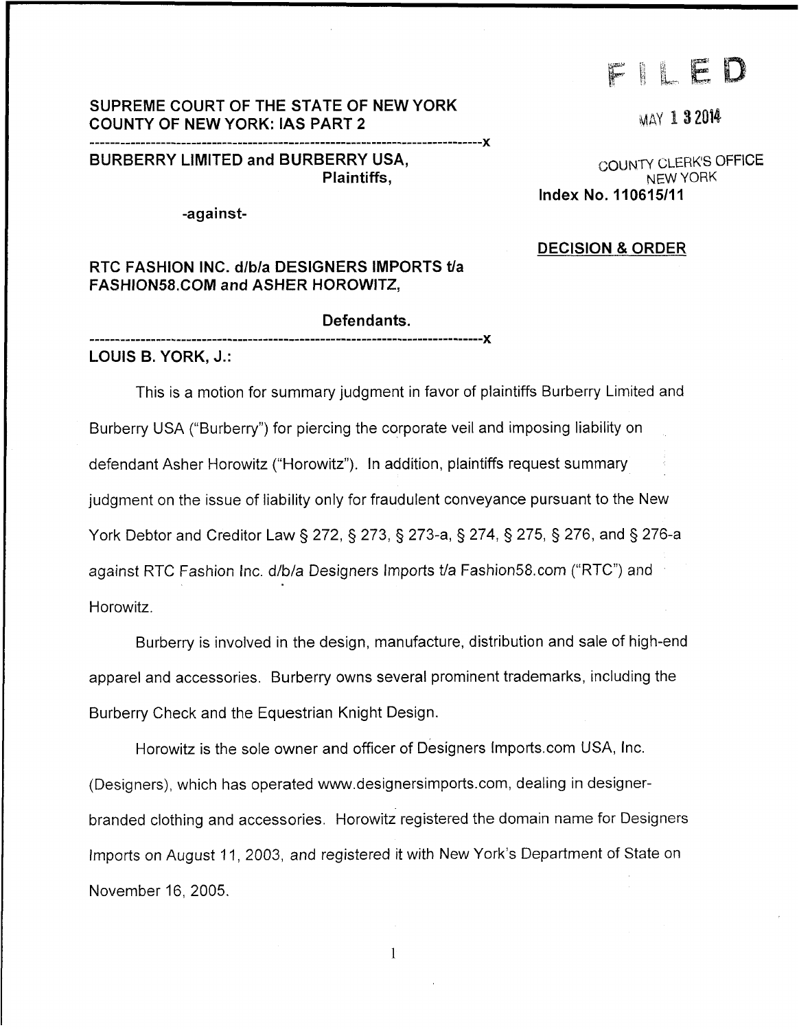FILED

MAY 13 2014

COUNTY CLERK'S OFFICE
NEW YORK

**SUPREME COURT OF THE STATE OF NEW YORK**
**COUNTY OF NEW YORK: IAS PART 2**

-------------------------------------------------------------------------------x

**BURBERRY LIMITED and BURBERRY USA,**
**Plaintiffs,**

**Index No. 110615/11**

**-against-**

**DECISION & ORDER**

**RTC FASHION INC. d/b/a DESIGNERS IMPORTS t/a FASHION58.COM and ASHER HOROWITZ,**

**Defendants.**

-------------------------------------------------------------------------------x

**LOUIS B. YORK, J.:**

This is a motion for summary judgment in favor of plaintiffs Burberry Limited and Burberry USA ("Burberry") for piercing the corporate veil and imposing liability on defendant Asher Horowitz ("Horowitz"). In addition, plaintiffs request summary judgment on the issue of liability only for fraudulent conveyance pursuant to the New York Debtor and Creditor Law § 272, § 273, § 273-a, § 274, § 275, § 276, and § 276-a against RTC Fashion Inc. d/b/a Designers Imports t/a Fashion58.com ("RTC") and Horowitz.

Burberry is involved in the design, manufacture, distribution and sale of high-end apparel and accessories. Burberry owns several prominent trademarks, including the Burberry Check and the Equestrian Knight Design.

Horowitz is the sole owner and officer of Designers Imports.com USA, Inc. (Designers), which has operated www.designersimports.com, dealing in designer-branded clothing and accessories. Horowitz registered the domain name for Designers Imports on August 11, 2003, and registered it with New York's Department of State on November 16, 2005.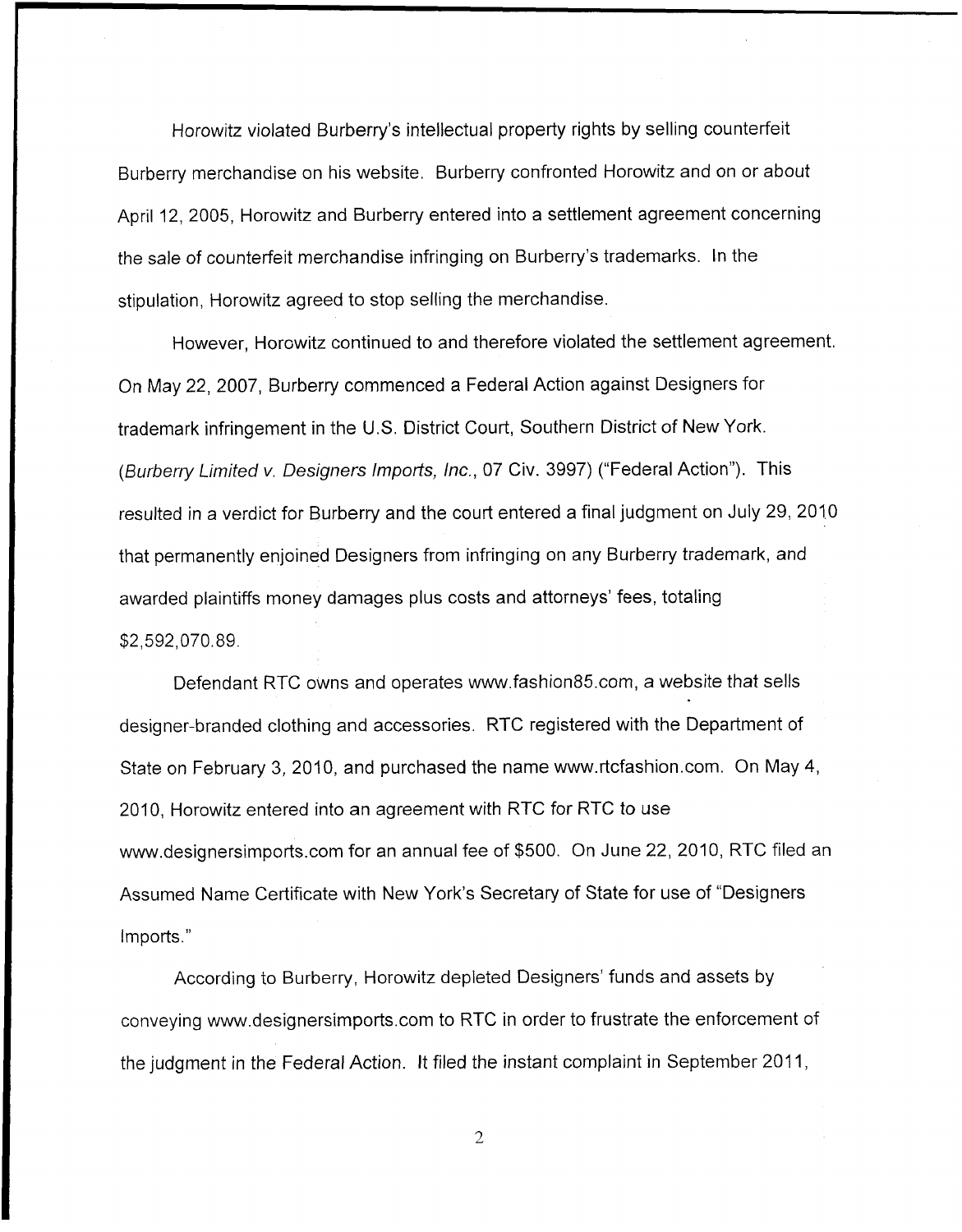Horowitz violated Burberry's intellectual property rights by selling counterfeit Burberry merchandise on his website. Burberry confronted Horowitz and on or about April 12, 2005, Horowitz and Burberry entered into a settlement agreement concerning the sale of counterfeit merchandise infringing on Burberry's trademarks. In the stipulation, Horowitz agreed to stop selling the merchandise.

However, Horowitz continued to and therefore violated the settlement agreement. On May 22, 2007, Burberry commenced a Federal Action against Designers for trademark infringement in the U.S. District Court, Southern District of New York. (*Burberry Limited v. Designers Imports, Inc.*, 07 Civ. 3997) ("Federal Action"). This resulted in a verdict for Burberry and the court entered a final judgment on July 29, 2010 that permanently enjoined Designers from infringing on any Burberry trademark, and awarded plaintiffs money damages plus costs and attorneys' fees, totaling $2,592,070.89.

Defendant RTC owns and operates www.fashion85.com, a website that sells designer-branded clothing and accessories. RTC registered with the Department of State on February 3, 2010, and purchased the name www.rtcfashion.com. On May 4, 2010, Horowitz entered into an agreement with RTC for RTC to use www.designersimports.com for an annual fee of $500. On June 22, 2010, RTC filed an Assumed Name Certificate with New York's Secretary of State for use of "Designers Imports."

According to Burberry, Horowitz depleted Designers' funds and assets by conveying www.designersimports.com to RTC in order to frustrate the enforcement of the judgment in the Federal Action. It filed the instant complaint in September 2011,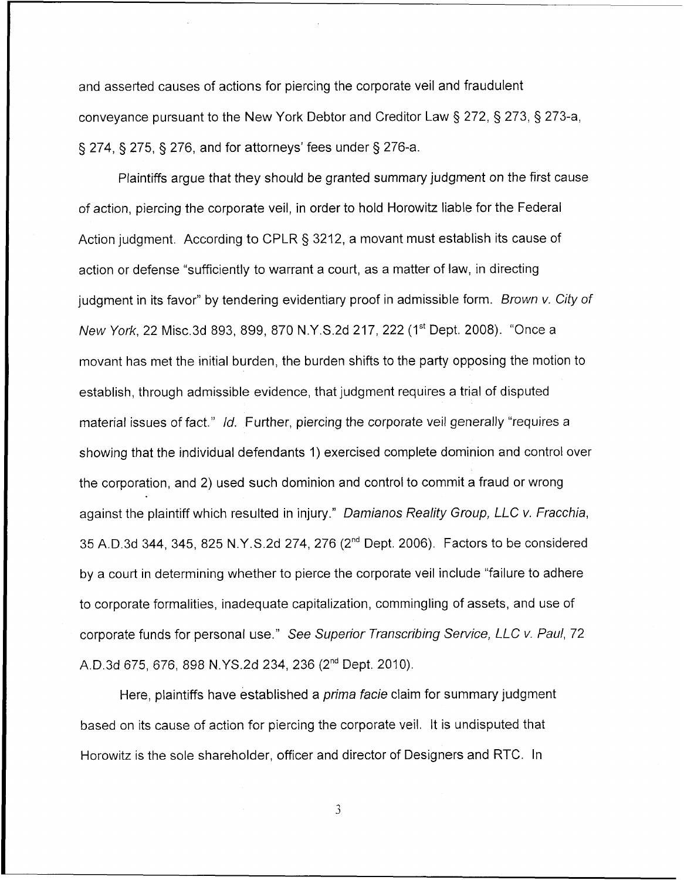and asserted causes of actions for piercing the corporate veil and fraudulent conveyance pursuant to the New York Debtor and Creditor Law § 272, § 273, § 273-a, § 274, § 275, § 276, and for attorneys' fees under § 276-a.

Plaintiffs argue that they should be granted summary judgment on the first cause of action, piercing the corporate veil, in order to hold Horowitz liable for the Federal Action judgment. According to CPLR § 3212, a movant must establish its cause of action or defense "sufficiently to warrant a court, as a matter of law, in directing judgment in its favor" by tendering evidentiary proof in admissible form. *Brown v. City of New York*, 22 Misc.3d 893, 899, 870 N.Y.S.2d 217, 222 (1st Dept. 2008). "Once a movant has met the initial burden, the burden shifts to the party opposing the motion to establish, through admissible evidence, that judgment requires a trial of disputed material issues of fact." *Id.* Further, piercing the corporate veil generally "requires a showing that the individual defendants 1) exercised complete dominion and control over the corporation, and 2) used such dominion and control to commit a fraud or wrong against the plaintiff which resulted in injury." *Damianos Reality Group, LLC v. Fracchia*, 35 A.D.3d 344, 345, 825 N.Y.S.2d 274, 276 (2nd Dept. 2006). Factors to be considered by a court in determining whether to pierce the corporate veil include "failure to adhere to corporate formalities, inadequate capitalization, commingling of assets, and use of corporate funds for personal use." *See Superior Transcribing Service, LLC v. Paul*, 72 A.D.3d 675, 676, 898 N.YS.2d 234, 236 (2nd Dept. 2010).

Here, plaintiffs have established a *prima facie* claim for summary judgment based on its cause of action for piercing the corporate veil. It is undisputed that Horowitz is the sole shareholder, officer and director of Designers and RTC. In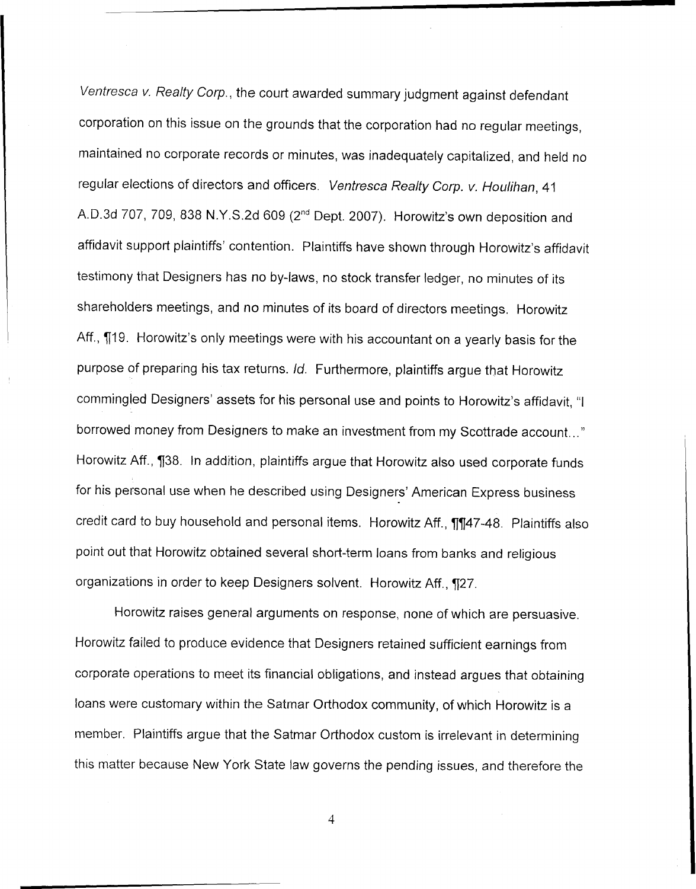*Ventresca v. Realty Corp.*, the court awarded summary judgment against defendant corporation on this issue on the grounds that the corporation had no regular meetings, maintained no corporate records or minutes, was inadequately capitalized, and held no regular elections of directors and officers. *Ventresca Realty Corp. v. Houlihan*, 41 A.D.3d 707, 709, 838 N.Y.S.2d 609 (2nd Dept. 2007). Horowitz's own deposition and affidavit support plaintiffs' contention. Plaintiffs have shown through Horowitz's affidavit testimony that Designers has no by-laws, no stock transfer ledger, no minutes of its shareholders meetings, and no minutes of its board of directors meetings. Horowitz Aff., ¶19. Horowitz's only meetings were with his accountant on a yearly basis for the purpose of preparing his tax returns. *Id.* Furthermore, plaintiffs argue that Horowitz commingled Designers' assets for his personal use and points to Horowitz's affidavit, "I borrowed money from Designers to make an investment from my Scottrade account..." Horowitz Aff., ¶38. In addition, plaintiffs argue that Horowitz also used corporate funds for his personal use when he described using Designers' American Express business credit card to buy household and personal items. Horowitz Aff., ¶¶47-48. Plaintiffs also point out that Horowitz obtained several short-term loans from banks and religious organizations in order to keep Designers solvent. Horowitz Aff., ¶27.

Horowitz raises general arguments on response, none of which are persuasive. Horowitz failed to produce evidence that Designers retained sufficient earnings from corporate operations to meet its financial obligations, and instead argues that obtaining loans were customary within the Satmar Orthodox community, of which Horowitz is a member. Plaintiffs argue that the Satmar Orthodox custom is irrelevant in determining this matter because New York State law governs the pending issues, and therefore the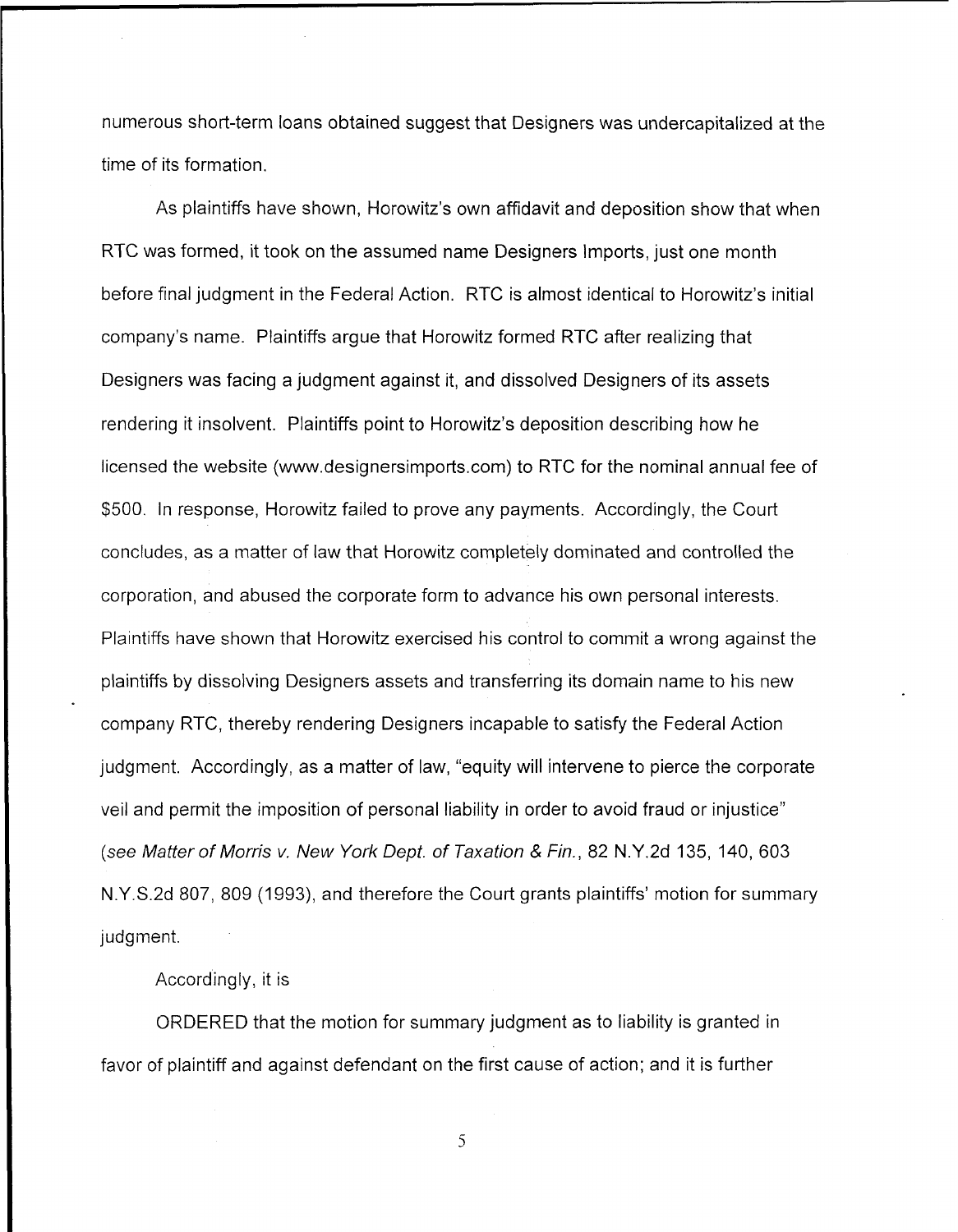numerous short-term loans obtained suggest that Designers was undercapitalized at the time of its formation.

As plaintiffs have shown, Horowitz's own affidavit and deposition show that when RTC was formed, it took on the assumed name Designers Imports, just one month before final judgment in the Federal Action. RTC is almost identical to Horowitz's initial company's name. Plaintiffs argue that Horowitz formed RTC after realizing that Designers was facing a judgment against it, and dissolved Designers of its assets rendering it insolvent. Plaintiffs point to Horowitz's deposition describing how he licensed the website (www.designersimports.com) to RTC for the nominal annual fee of $500. In response, Horowitz failed to prove any payments. Accordingly, the Court concludes, as a matter of law that Horowitz completely dominated and controlled the corporation, and abused the corporate form to advance his own personal interests. Plaintiffs have shown that Horowitz exercised his control to commit a wrong against the plaintiffs by dissolving Designers assets and transferring its domain name to his new company RTC, thereby rendering Designers incapable to satisfy the Federal Action judgment. Accordingly, as a matter of law, "equity will intervene to pierce the corporate veil and permit the imposition of personal liability in order to avoid fraud or injustice" (*see Matter of Morris v. New York Dept. of Taxation & Fin.*, 82 N.Y.2d 135, 140, 603 N.Y.S.2d 807, 809 (1993), and therefore the Court grants plaintiffs' motion for summary judgment.

Accordingly, it is

ORDERED that the motion for summary judgment as to liability is granted in favor of plaintiff and against defendant on the first cause of action; and it is further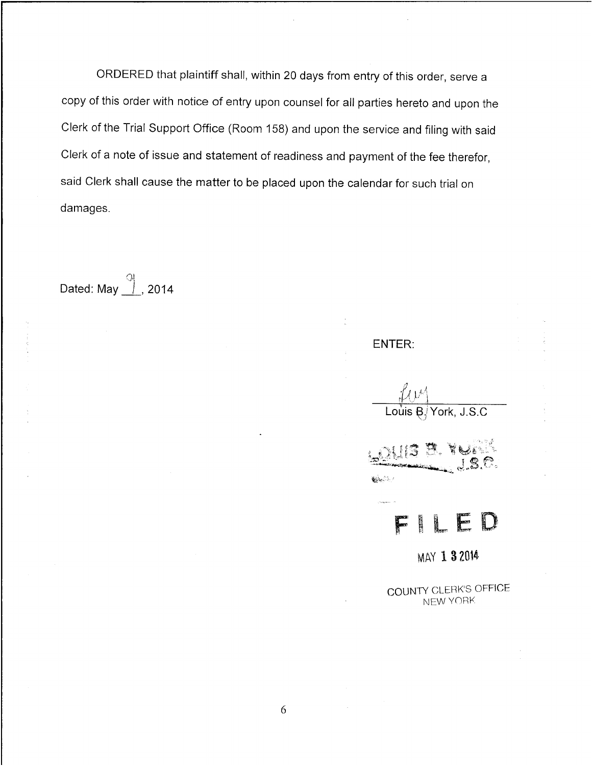ORDERED that plaintiff shall, within 20 days from entry of this order, serve a copy of this order with notice of entry upon counsel for all parties hereto and upon the Clerk of the Trial Support Office (Room 158) and upon the service and filing with said Clerk of a note of issue and statement of readiness and payment of the fee therefor, said Clerk shall cause the matter to be placed upon the calendar for such trial on damages.

Dated: May 9, 2014

ENTER:

Louis B. York, J.S.C

LOUIS B. YORK J.S.C.

FILED

MAY 13 2014

COUNTY CLERK'S OFFICE
NEW YORK